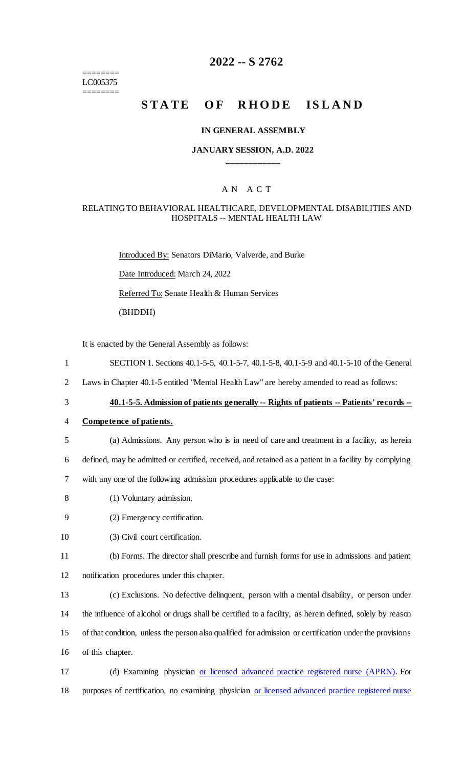======== LC005375 ========

# 2022 -- S 2762

# STATE OF RHODE ISLAND

## IN GENERAL ASSEMBLY

### JANUARY SESSION, A.D. 2022

---

A N A C T

RELATING TO BEHAVIORAL HEALTHCARE, DEVELOPMENTAL DISABILITIES AND HOSPITALS -- MENTAL HEALTH LAW

Introduced By: Senators DiMario, Valverde, and Burke

Date Introduced: March 24, 2022

Referred To: Senate Health & Human Services

(BHDDH)

It is enacted by the General Assembly as follows:

1 SECTION 1. Sections 40.1-5-5, 40.1-5-7, 40.1-5-8, 40.1-5-9 and 40.1-5-10 of the General
2 Laws in Chapter 40.1-5 entitled "Mental Health Law" are hereby amended to read as follows:

3 **40.1-5-5. Admission of patients generally -- Rights of patients -- Patients' records --**
4 **Competence of patients.**

5 (a) Admissions. Any person who is in need of care and treatment in a facility, as herein
6 defined, may be admitted or certified, received, and retained as a patient in a facility by complying
7 with any one of the following admission procedures applicable to the case:

8 (1) Voluntary admission.

9 (2) Emergency certification.

10 (3) Civil court certification.

11 (b) Forms. The director shall prescribe and furnish forms for use in admissions and patient
12 notification procedures under this chapter.

13 (c) Exclusions. No defective delinquent, person with a mental disability, or person under
14 the influence of alcohol or drugs shall be certified to a facility, as herein defined, solely by reason
15 of that condition, unless the person also qualified for admission or certification under the provisions
16 of this chapter.

17 (d) Examining physician <u>or licensed advanced practice registered nurse (APRN)</u>. For
18 purposes of certification, no examining physician <u>or licensed advanced practice registered nurse</u>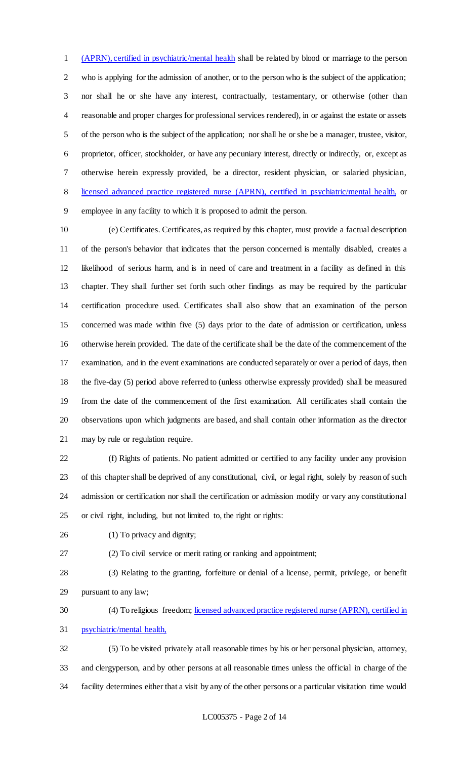(APRN), certified in psychiatric/mental health shall be related by blood or marriage to the person who is applying for the admission of another, or to the person who is the subject of the application; nor shall he or she have any interest, contractually, testamentary, or otherwise (other than reasonable and proper charges for professional services rendered), in or against the estate or assets of the person who is the subject of the application; nor shall he or she be a manager, trustee, visitor, proprietor, officer, stockholder, or have any pecuniary interest, directly or indirectly, or, except as otherwise herein expressly provided, be a director, resident physician, or salaried physician, licensed advanced practice registered nurse (APRN), certified in psychiatric/mental health, or employee in any facility to which it is proposed to admit the person.

(e) Certificates. Certificates, as required by this chapter, must provide a factual description of the person's behavior that indicates that the person concerned is mentally disabled, creates a likelihood of serious harm, and is in need of care and treatment in a facility as defined in this chapter. They shall further set forth such other findings as may be required by the particular certification procedure used. Certificates shall also show that an examination of the person concerned was made within five (5) days prior to the date of admission or certification, unless otherwise herein provided. The date of the certificate shall be the date of the commencement of the examination, and in the event examinations are conducted separately or over a period of days, then the five-day (5) period above referred to (unless otherwise expressly provided) shall be measured from the date of the commencement of the first examination. All certificates shall contain the observations upon which judgments are based, and shall contain other information as the director may by rule or regulation require.

(f) Rights of patients. No patient admitted or certified to any facility under any provision of this chapter shall be deprived of any constitutional, civil, or legal right, solely by reason of such admission or certification nor shall the certification or admission modify or vary any constitutional or civil right, including, but not limited to, the right or rights:

(1) To privacy and dignity;

(2) To civil service or merit rating or ranking and appointment;

(3) Relating to the granting, forfeiture or denial of a license, permit, privilege, or benefit pursuant to any law;

(4) To religious freedom; licensed advanced practice registered nurse (APRN), certified in psychiatric/mental health,

(5) To be visited privately at all reasonable times by his or her personal physician, attorney, and clergyperson, and by other persons at all reasonable times unless the official in charge of the facility determines either that a visit by any of the other persons or a particular visitation time would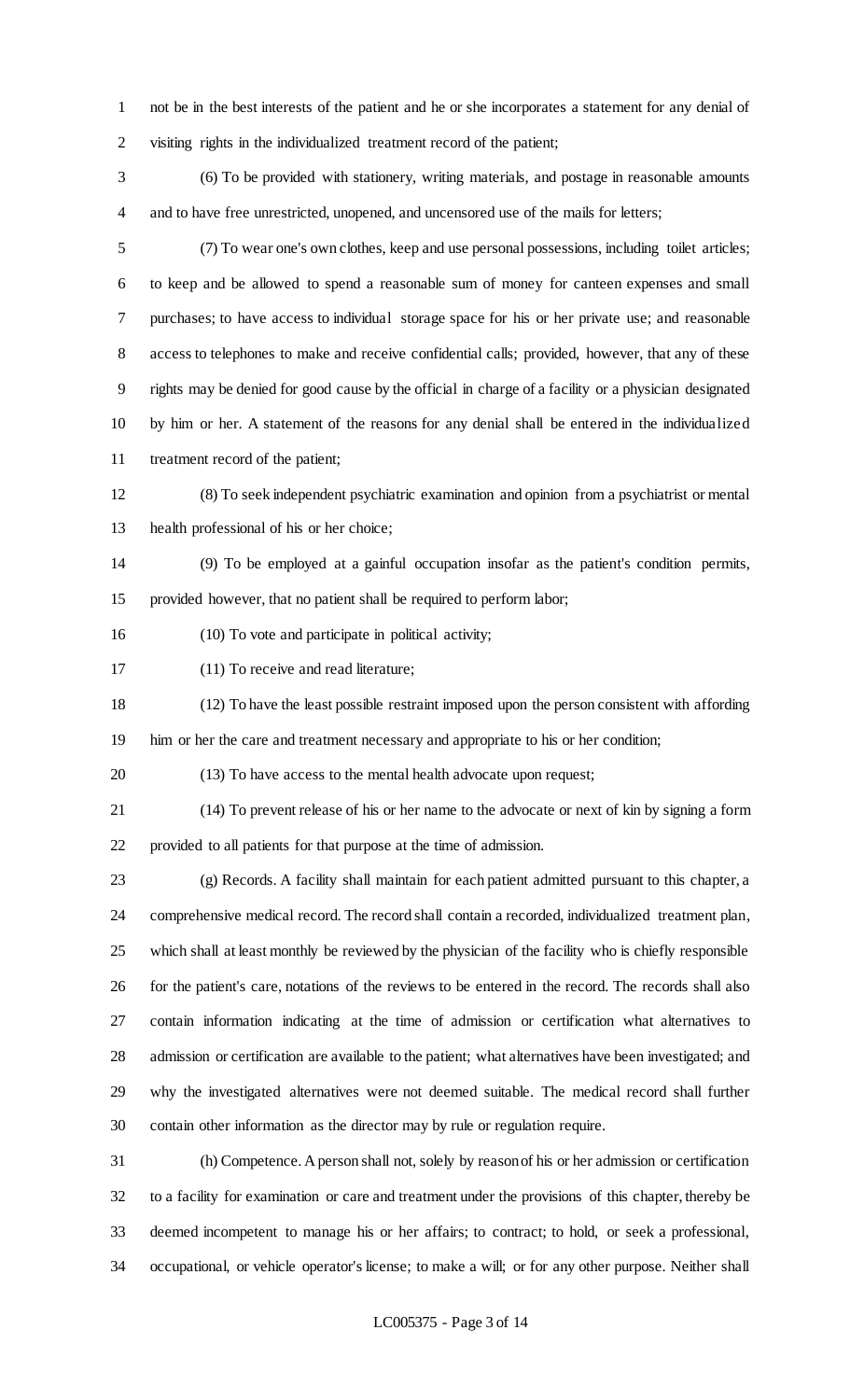not be in the best interests of the patient and he or she incorporates a statement for any denial of visiting rights in the individualized treatment record of the patient;

(6) To be provided with stationery, writing materials, and postage in reasonable amounts and to have free unrestricted, unopened, and uncensored use of the mails for letters;

(7) To wear one's own clothes, keep and use personal possessions, including toilet articles; to keep and be allowed to spend a reasonable sum of money for canteen expenses and small purchases; to have access to individual storage space for his or her private use; and reasonable access to telephones to make and receive confidential calls; provided, however, that any of these rights may be denied for good cause by the official in charge of a facility or a physician designated by him or her. A statement of the reasons for any denial shall be entered in the individualized treatment record of the patient;

(8) To seek independent psychiatric examination and opinion from a psychiatrist or mental health professional of his or her choice;

(9) To be employed at a gainful occupation insofar as the patient's condition permits, provided however, that no patient shall be required to perform labor;

(10) To vote and participate in political activity;

(11) To receive and read literature;

(12) To have the least possible restraint imposed upon the person consistent with affording him or her the care and treatment necessary and appropriate to his or her condition;

(13) To have access to the mental health advocate upon request;

(14) To prevent release of his or her name to the advocate or next of kin by signing a form provided to all patients for that purpose at the time of admission.

(g) Records. A facility shall maintain for each patient admitted pursuant to this chapter, a comprehensive medical record. The record shall contain a recorded, individualized treatment plan, which shall at least monthly be reviewed by the physician of the facility who is chiefly responsible for the patient's care, notations of the reviews to be entered in the record. The records shall also contain information indicating at the time of admission or certification what alternatives to admission or certification are available to the patient; what alternatives have been investigated; and why the investigated alternatives were not deemed suitable. The medical record shall further contain other information as the director may by rule or regulation require.

(h) Competence. A person shall not, solely by reason of his or her admission or certification to a facility for examination or care and treatment under the provisions of this chapter, thereby be deemed incompetent to manage his or her affairs; to contract; to hold, or seek a professional, occupational, or vehicle operator's license; to make a will; or for any other purpose. Neither shall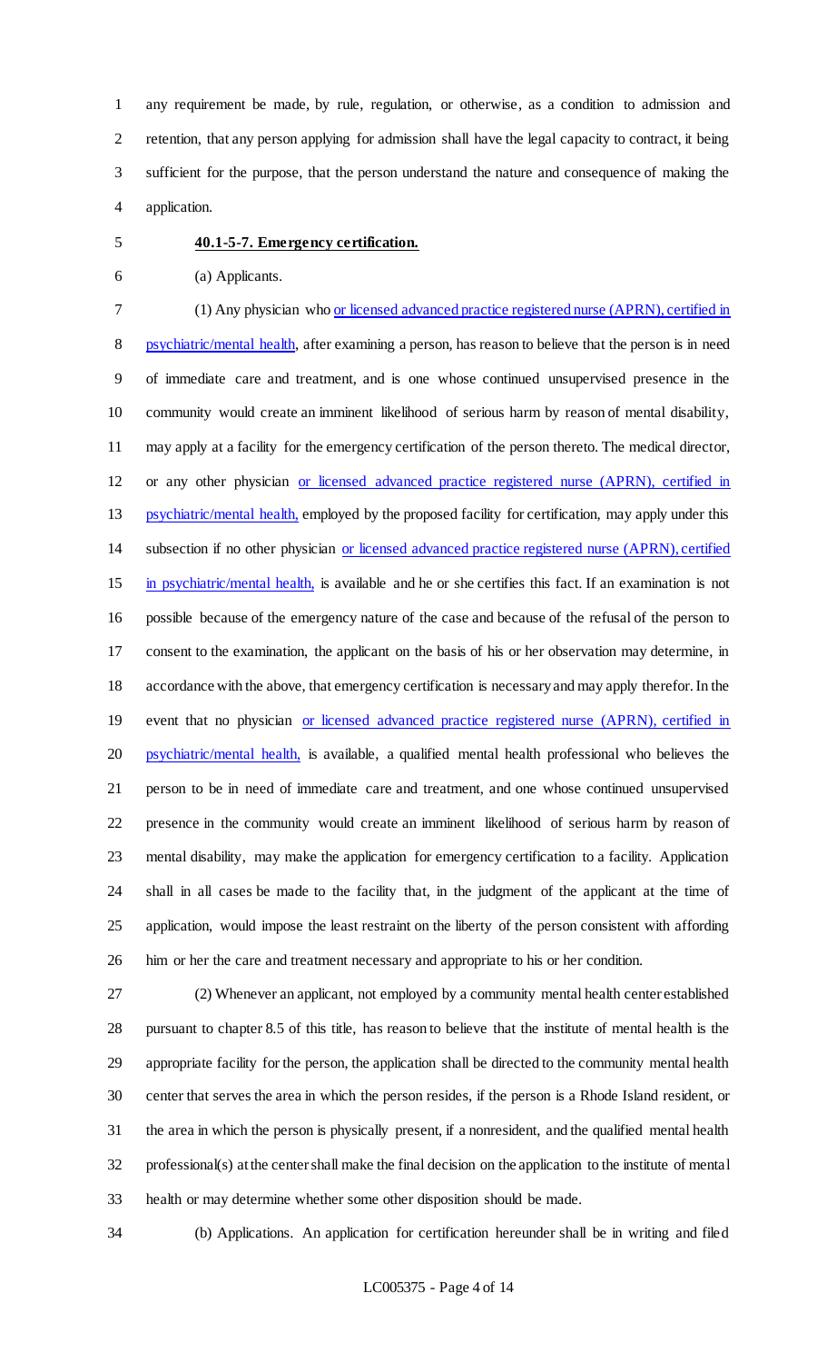any requirement be made, by rule, regulation, or otherwise, as a condition to admission and retention, that any person applying for admission shall have the legal capacity to contract, it being sufficient for the purpose, that the person understand the nature and consequence of making the application.

**40.1-5-7. Emergency certification.**

(a) Applicants.

(1) Any physician who or licensed advanced practice registered nurse (APRN), certified in psychiatric/mental health, after examining a person, has reason to believe that the person is in need of immediate care and treatment, and is one whose continued unsupervised presence in the community would create an imminent likelihood of serious harm by reason of mental disability, may apply at a facility for the emergency certification of the person thereto. The medical director, or any other physician or licensed advanced practice registered nurse (APRN), certified in psychiatric/mental health, employed by the proposed facility for certification, may apply under this subsection if no other physician or licensed advanced practice registered nurse (APRN), certified in psychiatric/mental health, is available and he or she certifies this fact. If an examination is not possible because of the emergency nature of the case and because of the refusal of the person to consent to the examination, the applicant on the basis of his or her observation may determine, in accordance with the above, that emergency certification is necessary and may apply therefor. In the event that no physician or licensed advanced practice registered nurse (APRN), certified in psychiatric/mental health, is available, a qualified mental health professional who believes the person to be in need of immediate care and treatment, and one whose continued unsupervised presence in the community would create an imminent likelihood of serious harm by reason of mental disability, may make the application for emergency certification to a facility. Application shall in all cases be made to the facility that, in the judgment of the applicant at the time of application, would impose the least restraint on the liberty of the person consistent with affording him or her the care and treatment necessary and appropriate to his or her condition.

(2) Whenever an applicant, not employed by a community mental health center established pursuant to chapter 8.5 of this title, has reason to believe that the institute of mental health is the appropriate facility for the person, the application shall be directed to the community mental health center that serves the area in which the person resides, if the person is a Rhode Island resident, or the area in which the person is physically present, if a nonresident, and the qualified mental health professional(s) at the center shall make the final decision on the application to the institute of mental health or may determine whether some other disposition should be made.

(b) Applications. An application for certification hereunder shall be in writing and filed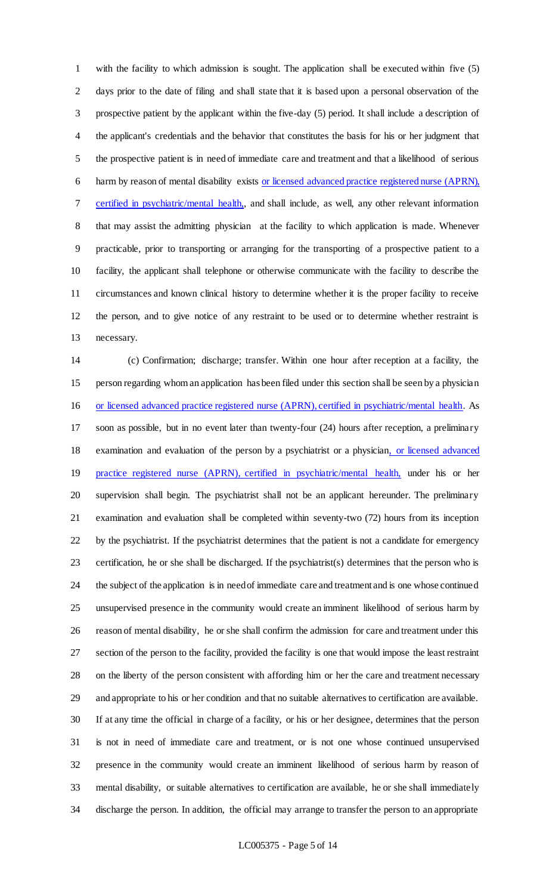with the facility to which admission is sought. The application shall be executed within five (5) days prior to the date of filing and shall state that it is based upon a personal observation of the prospective patient by the applicant within the five-day (5) period. It shall include a description of the applicant's credentials and the behavior that constitutes the basis for his or her judgment that the prospective patient is in need of immediate care and treatment and that a likelihood of serious harm by reason of mental disability exists or licensed advanced practice registered nurse (APRN), certified in psychiatric/mental health,, and shall include, as well, any other relevant information that may assist the admitting physician at the facility to which application is made. Whenever practicable, prior to transporting or arranging for the transporting of a prospective patient to a facility, the applicant shall telephone or otherwise communicate with the facility to describe the circumstances and known clinical history to determine whether it is the proper facility to receive the person, and to give notice of any restraint to be used or to determine whether restraint is necessary.

(c) Confirmation; discharge; transfer. Within one hour after reception at a facility, the person regarding whom an application has been filed under this section shall be seen by a physician or licensed advanced practice registered nurse (APRN), certified in psychiatric/mental health. As soon as possible, but in no event later than twenty-four (24) hours after reception, a preliminary examination and evaluation of the person by a psychiatrist or a physician, or licensed advanced practice registered nurse (APRN), certified in psychiatric/mental health, under his or her supervision shall begin. The psychiatrist shall not be an applicant hereunder. The preliminary examination and evaluation shall be completed within seventy-two (72) hours from its inception by the psychiatrist. If the psychiatrist determines that the patient is not a candidate for emergency certification, he or she shall be discharged. If the psychiatrist(s) determines that the person who is the subject of the application is in need of immediate care and treatment and is one whose continued unsupervised presence in the community would create an imminent likelihood of serious harm by reason of mental disability, he or she shall confirm the admission for care and treatment under this section of the person to the facility, provided the facility is one that would impose the least restraint on the liberty of the person consistent with affording him or her the care and treatment necessary and appropriate to his or her condition and that no suitable alternatives to certification are available. If at any time the official in charge of a facility, or his or her designee, determines that the person is not in need of immediate care and treatment, or is not one whose continued unsupervised presence in the community would create an imminent likelihood of serious harm by reason of mental disability, or suitable alternatives to certification are available, he or she shall immediately discharge the person. In addition, the official may arrange to transfer the person to an appropriate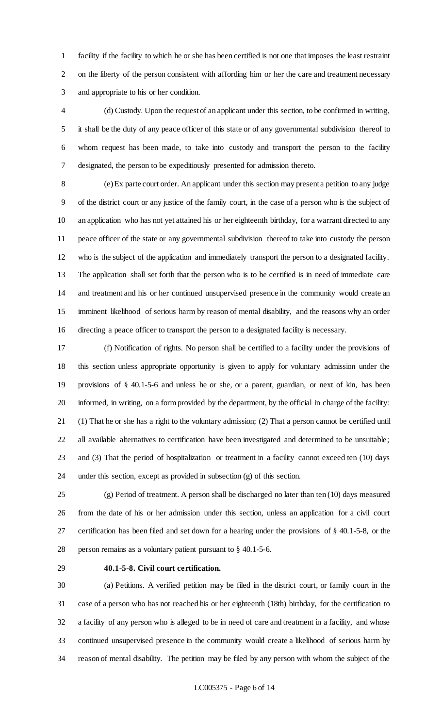facility if the facility to which he or she has been certified is not one that imposes the least restraint on the liberty of the person consistent with affording him or her the care and treatment necessary and appropriate to his or her condition.

(d) Custody. Upon the request of an applicant under this section, to be confirmed in writing, it shall be the duty of any peace officer of this state or of any governmental subdivision thereof to whom request has been made, to take into custody and transport the person to the facility designated, the person to be expeditiously presented for admission thereto.

(e) Ex parte court order. An applicant under this section may present a petition to any judge of the district court or any justice of the family court, in the case of a person who is the subject of an application who has not yet attained his or her eighteenth birthday, for a warrant directed to any peace officer of the state or any governmental subdivision thereof to take into custody the person who is the subject of the application and immediately transport the person to a designated facility. The application shall set forth that the person who is to be certified is in need of immediate care and treatment and his or her continued unsupervised presence in the community would create an imminent likelihood of serious harm by reason of mental disability, and the reasons why an order directing a peace officer to transport the person to a designated facility is necessary.

(f) Notification of rights. No person shall be certified to a facility under the provisions of this section unless appropriate opportunity is given to apply for voluntary admission under the provisions of § 40.1-5-6 and unless he or she, or a parent, guardian, or next of kin, has been informed, in writing, on a form provided by the department, by the official in charge of the facility: (1) That he or she has a right to the voluntary admission; (2) That a person cannot be certified until all available alternatives to certification have been investigated and determined to be unsuitable; and (3) That the period of hospitalization or treatment in a facility cannot exceed ten (10) days under this section, except as provided in subsection (g) of this section.

(g) Period of treatment. A person shall be discharged no later than ten (10) days measured from the date of his or her admission under this section, unless an application for a civil court certification has been filed and set down for a hearing under the provisions of § 40.1-5-8, or the person remains as a voluntary patient pursuant to § 40.1-5-6.

**40.1-5-8. Civil court certification.**

(a) Petitions. A verified petition may be filed in the district court, or family court in the case of a person who has not reached his or her eighteenth (18th) birthday, for the certification to a facility of any person who is alleged to be in need of care and treatment in a facility, and whose continued unsupervised presence in the community would create a likelihood of serious harm by reason of mental disability. The petition may be filed by any person with whom the subject of the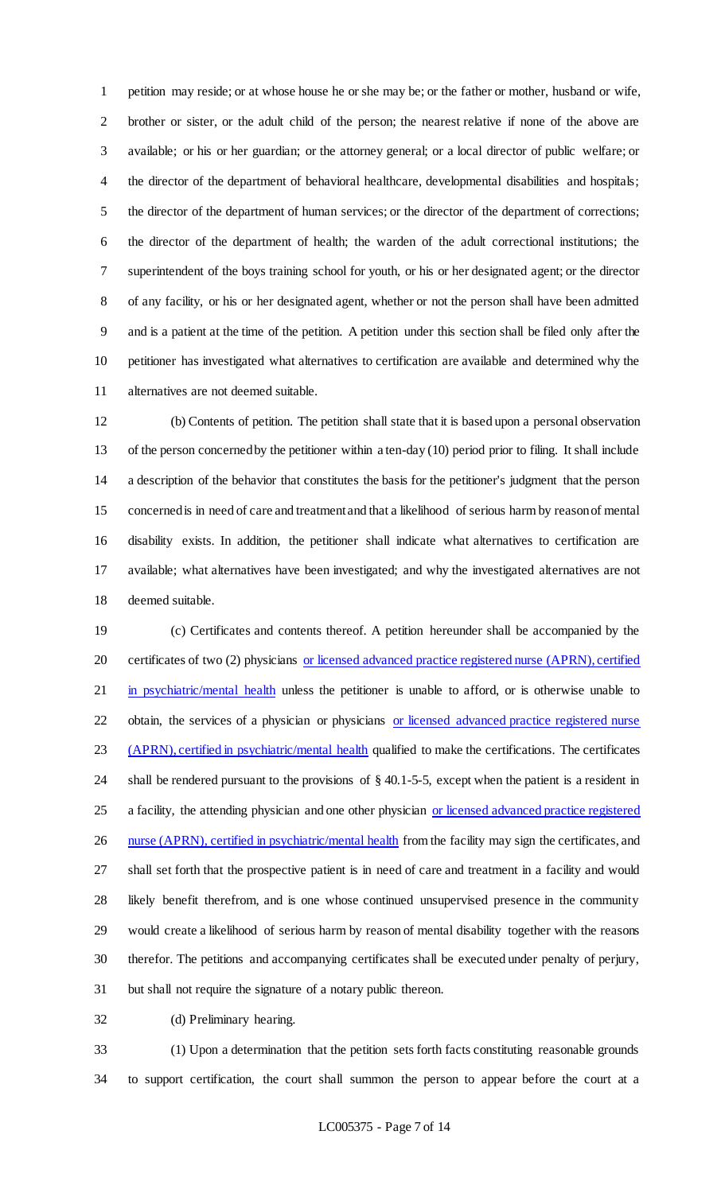petition may reside; or at whose house he or she may be; or the father or mother, husband or wife, brother or sister, or the adult child of the person; the nearest relative if none of the above are available; or his or her guardian; or the attorney general; or a local director of public welfare; or the director of the department of behavioral healthcare, developmental disabilities and hospitals; the director of the department of human services; or the director of the department of corrections; the director of the department of health; the warden of the adult correctional institutions; the superintendent of the boys training school for youth, or his or her designated agent; or the director of any facility, or his or her designated agent, whether or not the person shall have been admitted and is a patient at the time of the petition. A petition under this section shall be filed only after the petitioner has investigated what alternatives to certification are available and determined why the alternatives are not deemed suitable.

(b) Contents of petition. The petition shall state that it is based upon a personal observation of the person concerned by the petitioner within a ten-day (10) period prior to filing. It shall include a description of the behavior that constitutes the basis for the petitioner's judgment that the person concerned is in need of care and treatment and that a likelihood of serious harm by reason of mental disability exists. In addition, the petitioner shall indicate what alternatives to certification are available; what alternatives have been investigated; and why the investigated alternatives are not deemed suitable.

(c) Certificates and contents thereof. A petition hereunder shall be accompanied by the certificates of two (2) physicians or licensed advanced practice registered nurse (APRN), certified in psychiatric/mental health unless the petitioner is unable to afford, or is otherwise unable to obtain, the services of a physician or physicians or licensed advanced practice registered nurse (APRN), certified in psychiatric/mental health qualified to make the certifications. The certificates shall be rendered pursuant to the provisions of § 40.1-5-5, except when the patient is a resident in a facility, the attending physician and one other physician or licensed advanced practice registered nurse (APRN), certified in psychiatric/mental health from the facility may sign the certificates, and shall set forth that the prospective patient is in need of care and treatment in a facility and would likely benefit therefrom, and is one whose continued unsupervised presence in the community would create a likelihood of serious harm by reason of mental disability together with the reasons therefor. The petitions and accompanying certificates shall be executed under penalty of perjury, but shall not require the signature of a notary public thereon.

(d) Preliminary hearing.

(1) Upon a determination that the petition sets forth facts constituting reasonable grounds to support certification, the court shall summon the person to appear before the court at a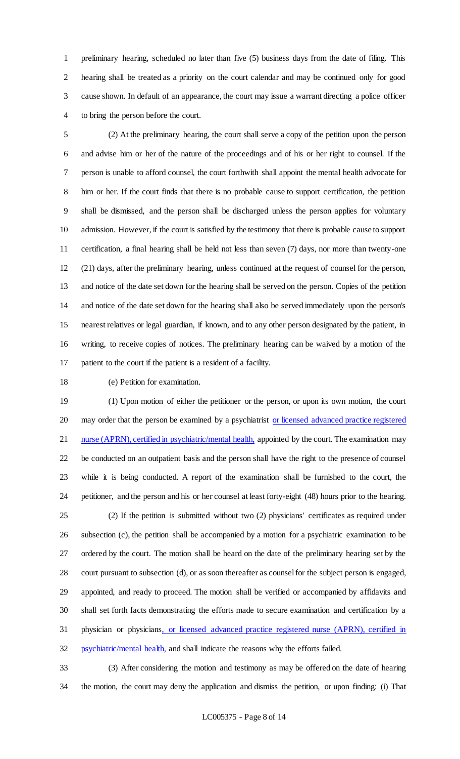preliminary hearing, scheduled no later than five (5) business days from the date of filing. This hearing shall be treated as a priority on the court calendar and may be continued only for good cause shown. In default of an appearance, the court may issue a warrant directing a police officer to bring the person before the court.

(2) At the preliminary hearing, the court shall serve a copy of the petition upon the person and advise him or her of the nature of the proceedings and of his or her right to counsel. If the person is unable to afford counsel, the court forthwith shall appoint the mental health advocate for him or her. If the court finds that there is no probable cause to support certification, the petition shall be dismissed, and the person shall be discharged unless the person applies for voluntary admission. However, if the court is satisfied by the testimony that there is probable cause to support certification, a final hearing shall be held not less than seven (7) days, nor more than twenty-one (21) days, after the preliminary hearing, unless continued at the request of counsel for the person, and notice of the date set down for the hearing shall be served on the person. Copies of the petition and notice of the date set down for the hearing shall also be served immediately upon the person's nearest relatives or legal guardian, if known, and to any other person designated by the patient, in writing, to receive copies of notices. The preliminary hearing can be waived by a motion of the patient to the court if the patient is a resident of a facility.

(e) Petition for examination.

(1) Upon motion of either the petitioner or the person, or upon its own motion, the court may order that the person be examined by a psychiatrist <u>or licensed advanced practice registered nurse (APRN), certified in psychiatric/mental health,</u> appointed by the court. The examination may be conducted on an outpatient basis and the person shall have the right to the presence of counsel while it is being conducted. A report of the examination shall be furnished to the court, the petitioner, and the person and his or her counsel at least forty-eight (48) hours prior to the hearing.

(2) If the petition is submitted without two (2) physicians' certificates as required under subsection (c), the petition shall be accompanied by a motion for a psychiatric examination to be ordered by the court. The motion shall be heard on the date of the preliminary hearing set by the court pursuant to subsection (d), or as soon thereafter as counsel for the subject person is engaged, appointed, and ready to proceed. The motion shall be verified or accompanied by affidavits and shall set forth facts demonstrating the efforts made to secure examination and certification by a physician or physicians<u>, or licensed advanced practice registered nurse (APRN), certified in psychiatric/mental health,</u> and shall indicate the reasons why the efforts failed.

(3) After considering the motion and testimony as may be offered on the date of hearing the motion, the court may deny the application and dismiss the petition, or upon finding: (i) That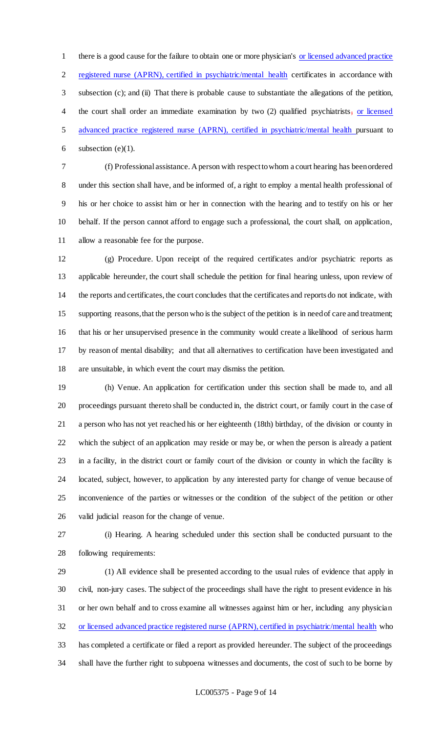there is a good cause for the failure to obtain one or more physician's or licensed advanced practice registered nurse (APRN), certified in psychiatric/mental health certificates in accordance with subsection (c); and (ii) That there is probable cause to substantiate the allegations of the petition, the court shall order an immediate examination by two (2) qualified psychiatrists, or licensed advanced practice registered nurse (APRN), certified in psychiatric/mental health pursuant to subsection (e)(1).

(f) Professional assistance. A person with respect to whom a court hearing has been ordered under this section shall have, and be informed of, a right to employ a mental health professional of his or her choice to assist him or her in connection with the hearing and to testify on his or her behalf. If the person cannot afford to engage such a professional, the court shall, on application, allow a reasonable fee for the purpose.

(g) Procedure. Upon receipt of the required certificates and/or psychiatric reports as applicable hereunder, the court shall schedule the petition for final hearing unless, upon review of the reports and certificates, the court concludes that the certificates and reports do not indicate, with supporting reasons, that the person who is the subject of the petition is in need of care and treatment; that his or her unsupervised presence in the community would create a likelihood of serious harm by reason of mental disability; and that all alternatives to certification have been investigated and are unsuitable, in which event the court may dismiss the petition.

(h) Venue. An application for certification under this section shall be made to, and all proceedings pursuant thereto shall be conducted in, the district court, or family court in the case of a person who has not yet reached his or her eighteenth (18th) birthday, of the division or county in which the subject of an application may reside or may be, or when the person is already a patient in a facility, in the district court or family court of the division or county in which the facility is located, subject, however, to application by any interested party for change of venue because of inconvenience of the parties or witnesses or the condition of the subject of the petition or other valid judicial reason for the change of venue.

(i) Hearing. A hearing scheduled under this section shall be conducted pursuant to the following requirements:

(1) All evidence shall be presented according to the usual rules of evidence that apply in civil, non-jury cases. The subject of the proceedings shall have the right to present evidence in his or her own behalf and to cross examine all witnesses against him or her, including any physician or licensed advanced practice registered nurse (APRN), certified in psychiatric/mental health who has completed a certificate or filed a report as provided hereunder. The subject of the proceedings shall have the further right to subpoena witnesses and documents, the cost of such to be borne by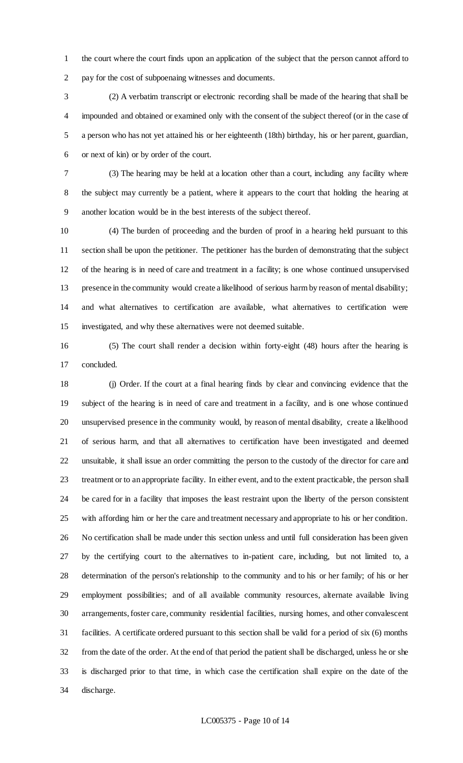the court where the court finds upon an application of the subject that the person cannot afford to pay for the cost of subpoenaing witnesses and documents.

(2) A verbatim transcript or electronic recording shall be made of the hearing that shall be impounded and obtained or examined only with the consent of the subject thereof (or in the case of a person who has not yet attained his or her eighteenth (18th) birthday, his or her parent, guardian, or next of kin) or by order of the court.

(3) The hearing may be held at a location other than a court, including any facility where the subject may currently be a patient, where it appears to the court that holding the hearing at another location would be in the best interests of the subject thereof.

(4) The burden of proceeding and the burden of proof in a hearing held pursuant to this section shall be upon the petitioner. The petitioner has the burden of demonstrating that the subject of the hearing is in need of care and treatment in a facility; is one whose continued unsupervised presence in the community would create a likelihood of serious harm by reason of mental disability; and what alternatives to certification are available, what alternatives to certification were investigated, and why these alternatives were not deemed suitable.

(5) The court shall render a decision within forty-eight (48) hours after the hearing is concluded.

(j) Order. If the court at a final hearing finds by clear and convincing evidence that the subject of the hearing is in need of care and treatment in a facility, and is one whose continued unsupervised presence in the community would, by reason of mental disability, create a likelihood of serious harm, and that all alternatives to certification have been investigated and deemed unsuitable, it shall issue an order committing the person to the custody of the director for care and treatment or to an appropriate facility. In either event, and to the extent practicable, the person shall be cared for in a facility that imposes the least restraint upon the liberty of the person consistent with affording him or her the care and treatment necessary and appropriate to his or her condition. No certification shall be made under this section unless and until full consideration has been given by the certifying court to the alternatives to in-patient care, including, but not limited to, a determination of the person's relationship to the community and to his or her family; of his or her employment possibilities; and of all available community resources, alternate available living arrangements, foster care, community residential facilities, nursing homes, and other convalescent facilities. A certificate ordered pursuant to this section shall be valid for a period of six (6) months from the date of the order. At the end of that period the patient shall be discharged, unless he or she is discharged prior to that time, in which case the certification shall expire on the date of the discharge.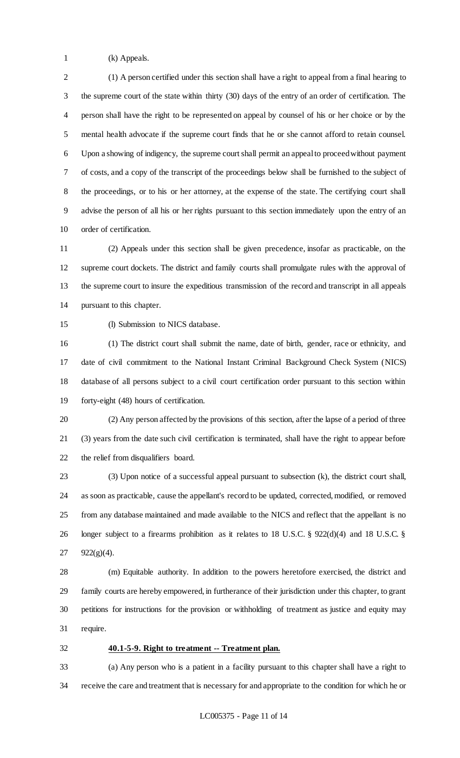(k) Appeals.

(1) A person certified under this section shall have a right to appeal from a final hearing to the supreme court of the state within thirty (30) days of the entry of an order of certification. The person shall have the right to be represented on appeal by counsel of his or her choice or by the mental health advocate if the supreme court finds that he or she cannot afford to retain counsel. Upon a showing of indigency, the supreme court shall permit an appeal to proceed without payment of costs, and a copy of the transcript of the proceedings below shall be furnished to the subject of the proceedings, or to his or her attorney, at the expense of the state. The certifying court shall advise the person of all his or her rights pursuant to this section immediately upon the entry of an order of certification.

(2) Appeals under this section shall be given precedence, insofar as practicable, on the supreme court dockets. The district and family courts shall promulgate rules with the approval of the supreme court to insure the expeditious transmission of the record and transcript in all appeals pursuant to this chapter.

(l) Submission to NICS database.

(1) The district court shall submit the name, date of birth, gender, race or ethnicity, and date of civil commitment to the National Instant Criminal Background Check System (NICS) database of all persons subject to a civil court certification order pursuant to this section within forty-eight (48) hours of certification.

(2) Any person affected by the provisions of this section, after the lapse of a period of three (3) years from the date such civil certification is terminated, shall have the right to appear before the relief from disqualifiers board.

(3) Upon notice of a successful appeal pursuant to subsection (k), the district court shall, as soon as practicable, cause the appellant's record to be updated, corrected, modified, or removed from any database maintained and made available to the NICS and reflect that the appellant is no longer subject to a firearms prohibition as it relates to 18 U.S.C. § 922(d)(4) and 18 U.S.C. § 922(g)(4).

(m) Equitable authority. In addition to the powers heretofore exercised, the district and family courts are hereby empowered, in furtherance of their jurisdiction under this chapter, to grant petitions for instructions for the provision or withholding of treatment as justice and equity may require.

**40.1-5-9. Right to treatment -- Treatment plan.**

(a) Any person who is a patient in a facility pursuant to this chapter shall have a right to receive the care and treatment that is necessary for and appropriate to the condition for which he or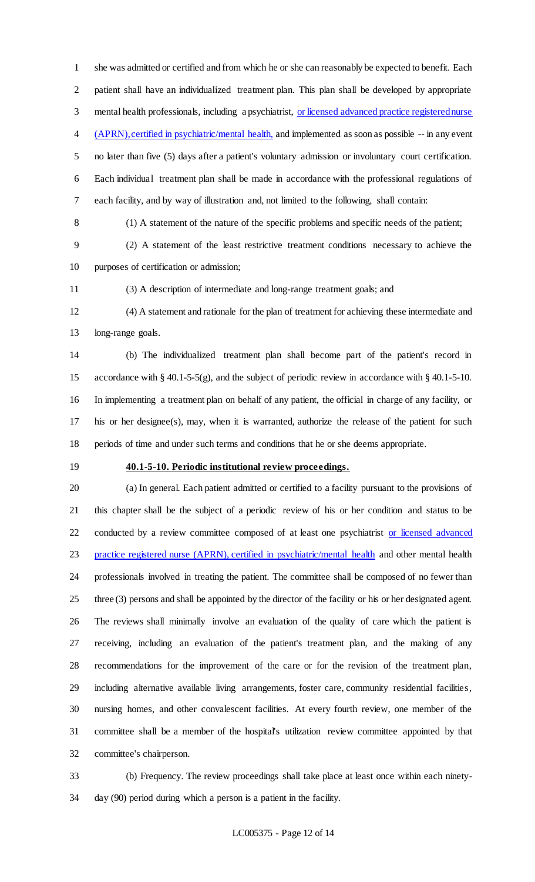she was admitted or certified and from which he or she can reasonably be expected to benefit. Each patient shall have an individualized treatment plan. This plan shall be developed by appropriate mental health professionals, including a psychiatrist, <u>or licensed advanced practice registered nurse (APRN), certified in psychiatric/mental health,</u> and implemented as soon as possible -- in any event no later than five (5) days after a patient's voluntary admission or involuntary court certification. Each individual treatment plan shall be made in accordance with the professional regulations of each facility, and by way of illustration and, not limited to the following, shall contain:

(1) A statement of the nature of the specific problems and specific needs of the patient;

(2) A statement of the least restrictive treatment conditions necessary to achieve the purposes of certification or admission;

(3) A description of intermediate and long-range treatment goals; and

(4) A statement and rationale for the plan of treatment for achieving these intermediate and long-range goals.

(b) The individualized treatment plan shall become part of the patient's record in accordance with § 40.1-5-5(g), and the subject of periodic review in accordance with § 40.1-5-10. In implementing a treatment plan on behalf of any patient, the official in charge of any facility, or his or her designee(s), may, when it is warranted, authorize the release of the patient for such periods of time and under such terms and conditions that he or she deems appropriate.

**40.1-5-10. Periodic institutional review proceedings.**

(a) In general. Each patient admitted or certified to a facility pursuant to the provisions of this chapter shall be the subject of a periodic review of his or her condition and status to be conducted by a review committee composed of at least one psychiatrist <u>or licensed advanced practice registered nurse (APRN), certified in psychiatric/mental health</u> and other mental health professionals involved in treating the patient. The committee shall be composed of no fewer than three (3) persons and shall be appointed by the director of the facility or his or her designated agent. The reviews shall minimally involve an evaluation of the quality of care which the patient is receiving, including an evaluation of the patient's treatment plan, and the making of any recommendations for the improvement of the care or for the revision of the treatment plan, including alternative available living arrangements, foster care, community residential facilities, nursing homes, and other convalescent facilities. At every fourth review, one member of the committee shall be a member of the hospital's utilization review committee appointed by that committee's chairperson.

(b) Frequency. The review proceedings shall take place at least once within each ninety-day (90) period during which a person is a patient in the facility.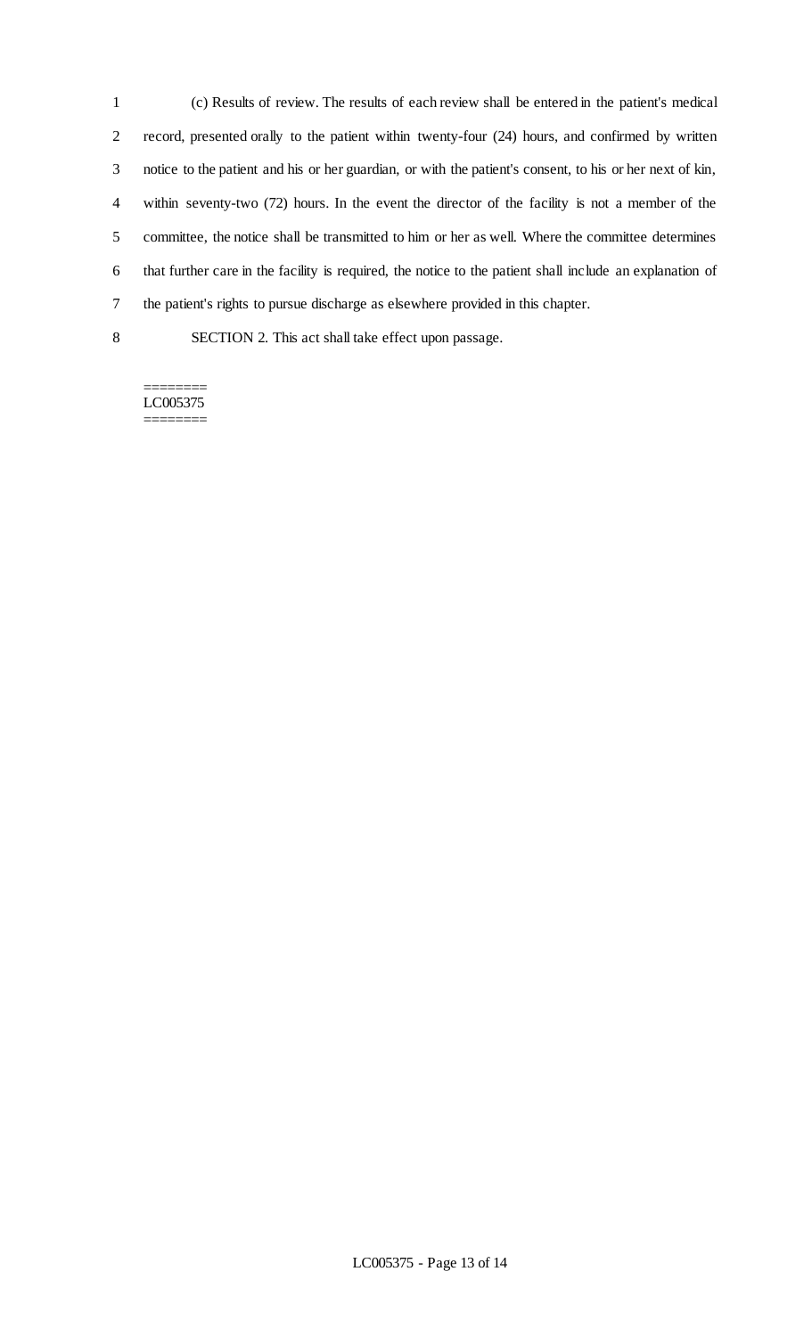(c) Results of review. The results of each review shall be entered in the patient's medical record, presented orally to the patient within twenty-four (24) hours, and confirmed by written notice to the patient and his or her guardian, or with the patient's consent, to his or her next of kin, within seventy-two (72) hours. In the event the director of the facility is not a member of the committee, the notice shall be transmitted to him or her as well. Where the committee determines that further care in the facility is required, the notice to the patient shall include an explanation of the patient's rights to pursue discharge as elsewhere provided in this chapter.

SECTION 2. This act shall take effect upon passage.

========
LC005375
========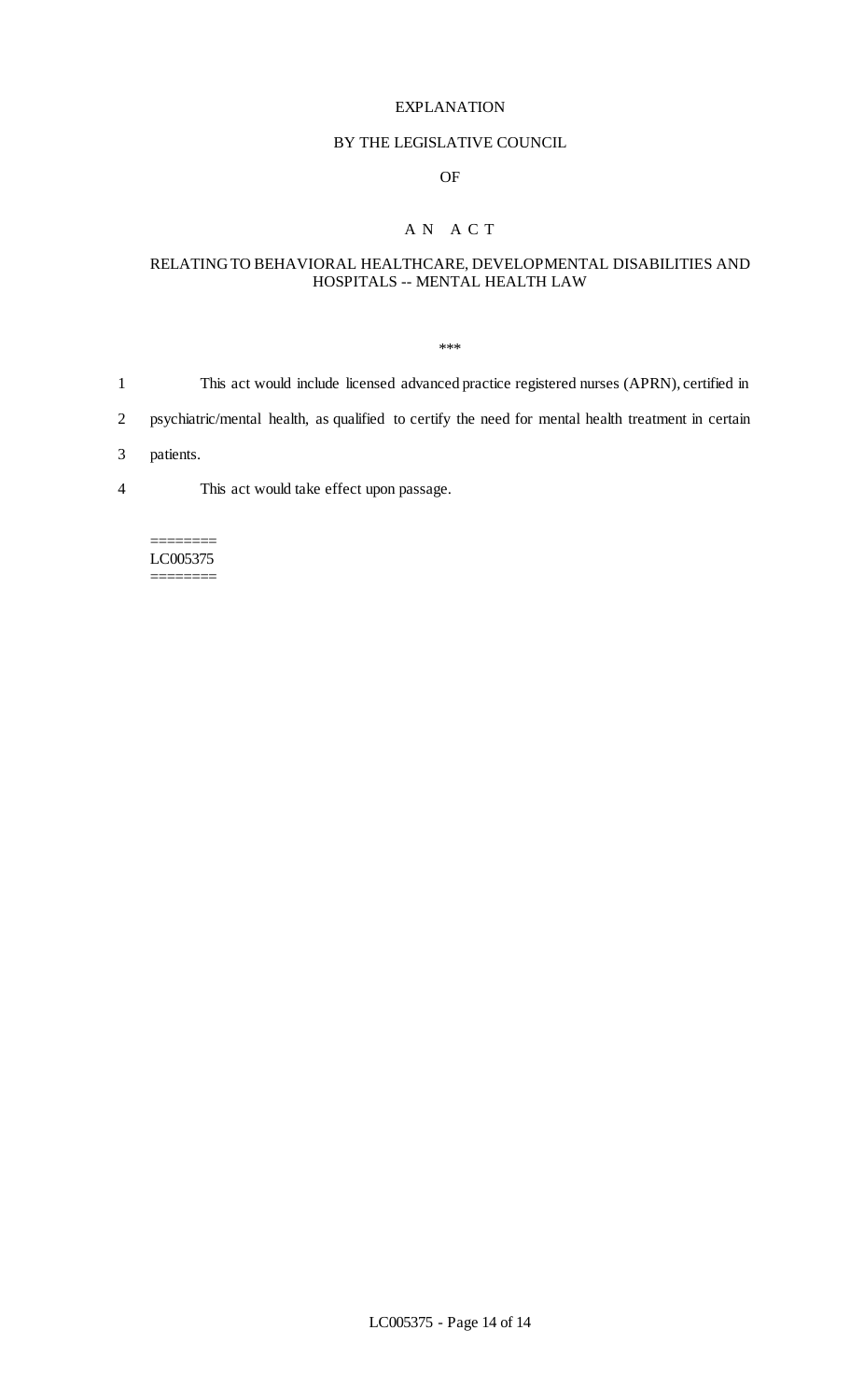EXPLANATION

BY THE LEGISLATIVE COUNCIL

OF

# AN ACT

## RELATING TO BEHAVIORAL HEALTHCARE, DEVELOPMENTAL DISABILITIES AND HOSPITALS -- MENTAL HEALTH LAW

***

1 This act would include licensed advanced practice registered nurses (APRN), certified in
2 psychiatric/mental health, as qualified to certify the need for mental health treatment in certain
3 patients.
4 This act would take effect upon passage.

========
LC005375
========